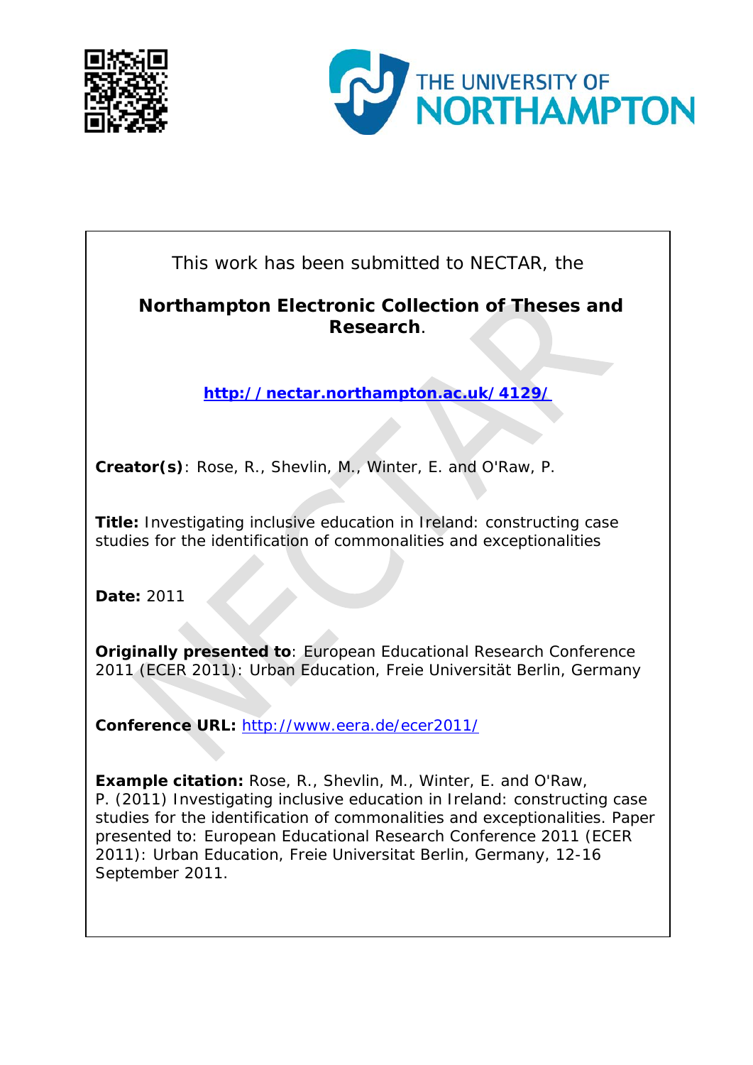This work has been submitted to NECTAR, the

**Northampton Electronic Collection of Theses and Research**.

**http://nectar.northampton.ac.uk/4129/**

**Creator(s)**: Rose, R., Shevlin, M., Winter, E. and O'Raw, P.

**Title:** Investigating inclusive education in Ireland: constructing case studies for the identification of commonalities and exceptionalities

**Date:** 2011

**Originally presented to**: European Educational Research Conference 2011 (ECER 2011): Urban Education, Freie Universität Berlin, Germany

**Conference URL:** http://www.eera.de/ecer2011/

**Example citation:** Rose, R., Shevlin, M., Winter, E. and O'Raw, P. (2011) Investigating inclusive education in Ireland: constructing case studies for the identification of commonalities and exceptionalities. Paper presented to: European Educational Research Conference 2011 (ECER 2011): Urban Education, Freie Universitat Berlin, Germany, 12-16 September 2011.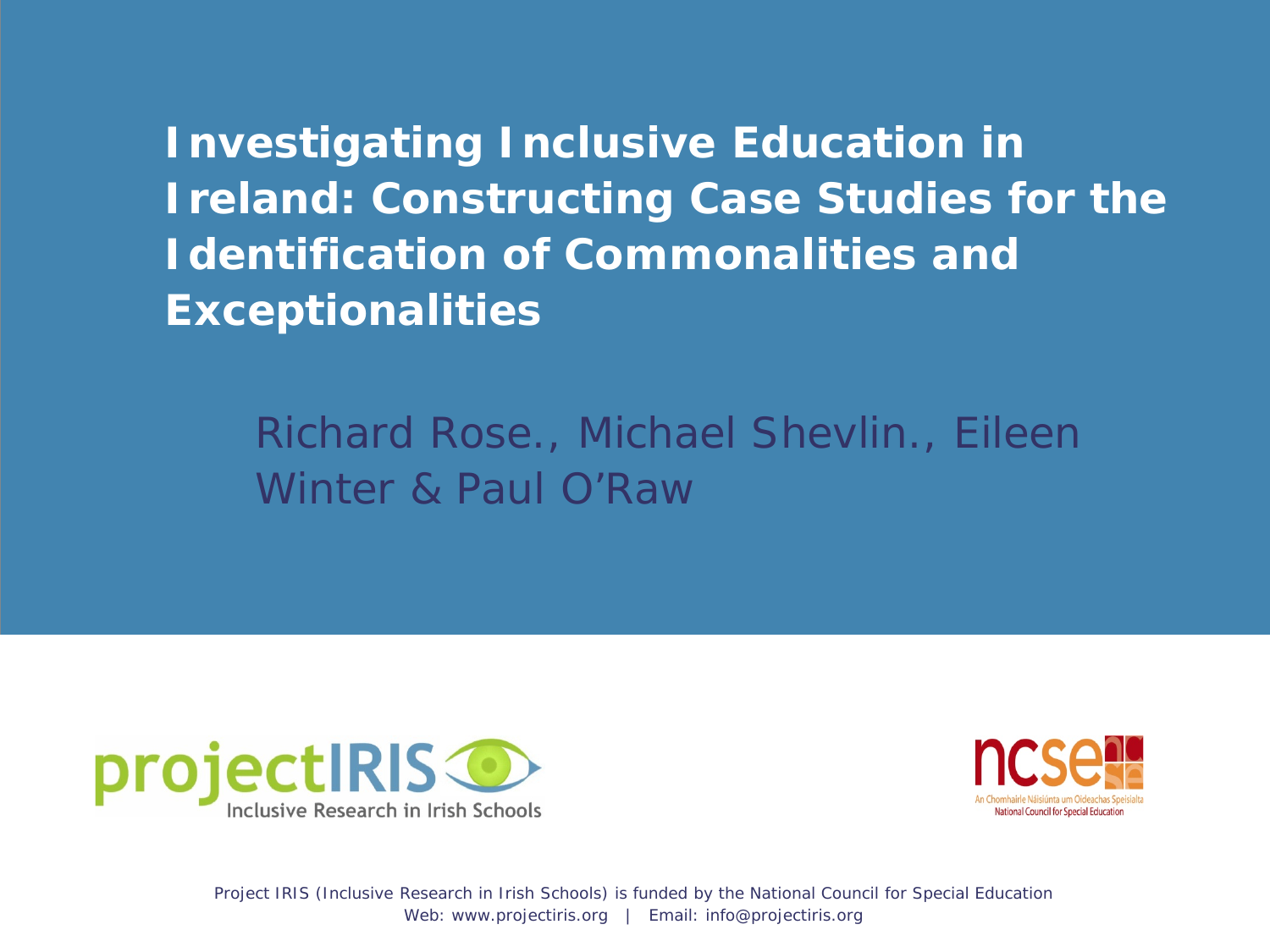# Investigating Inclusive Education in Ireland: Constructing Case Studies for the Identification of Commonalities and Exceptionalities

Richard Rose., Michael Shevlin., Eileen Winter & Paul O'Raw

projectIRIS
Inclusive Research in Irish Schools

ncse
An Chomhairle Náisiúnta um Oideachas Speisialta
National Council for Special Education

Project IRIS (Inclusive Research in Irish Schools) is funded by the National Council for Special Education
Web: www.projectiris.org | Email: info@projectiris.org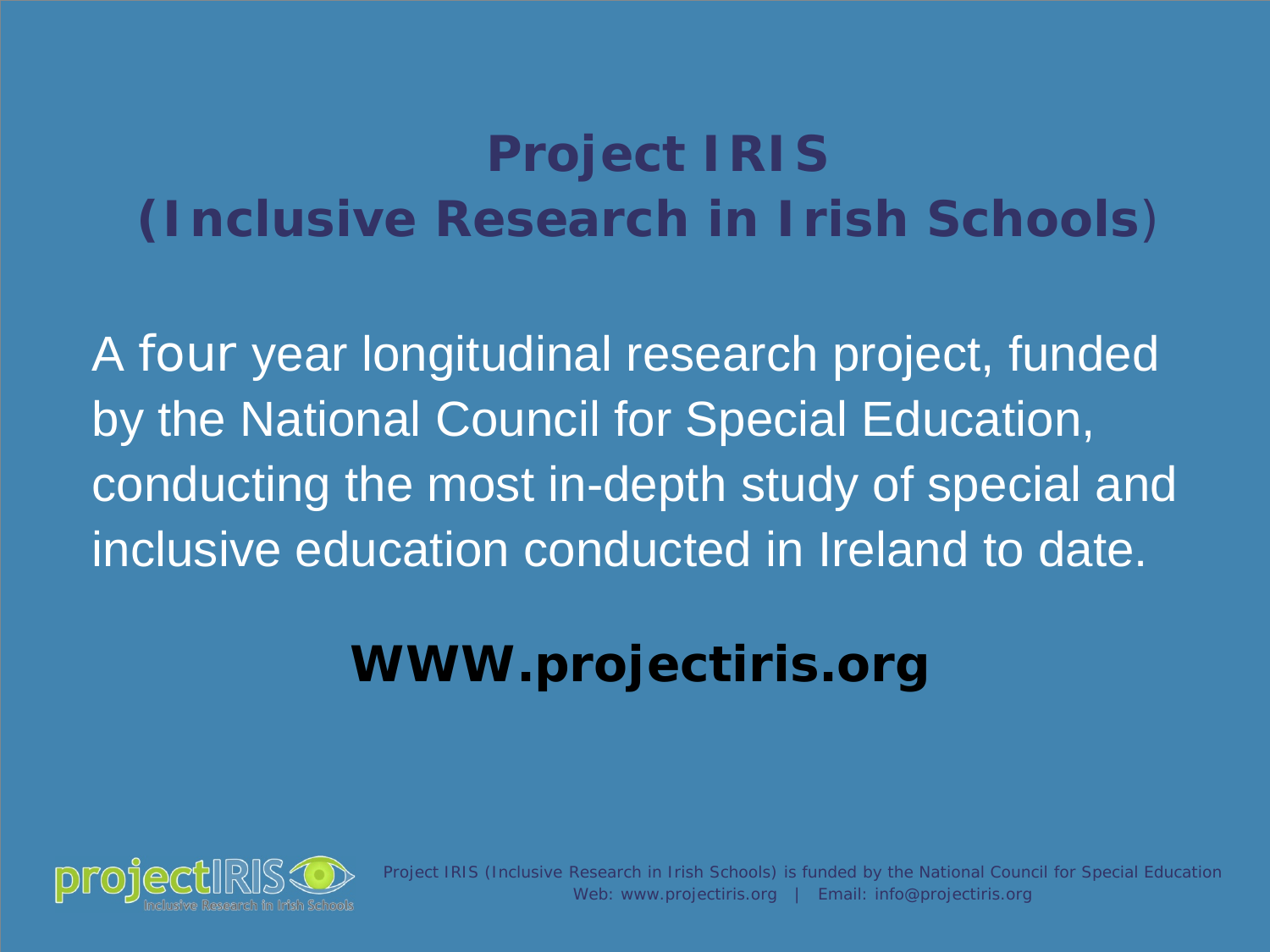# Project IRIS (Inclusive Research in Irish Schools)

A four year longitudinal research project, funded by the National Council for Special Education, conducting the most in-depth study of special and inclusive education conducted in Ireland to date.

**WWW.projectiris.org**

Project IRIS (Inclusive Research in Irish Schools) is funded by the National Council for Special Education
Web: www.projectiris.org | Email: info@projectiris.org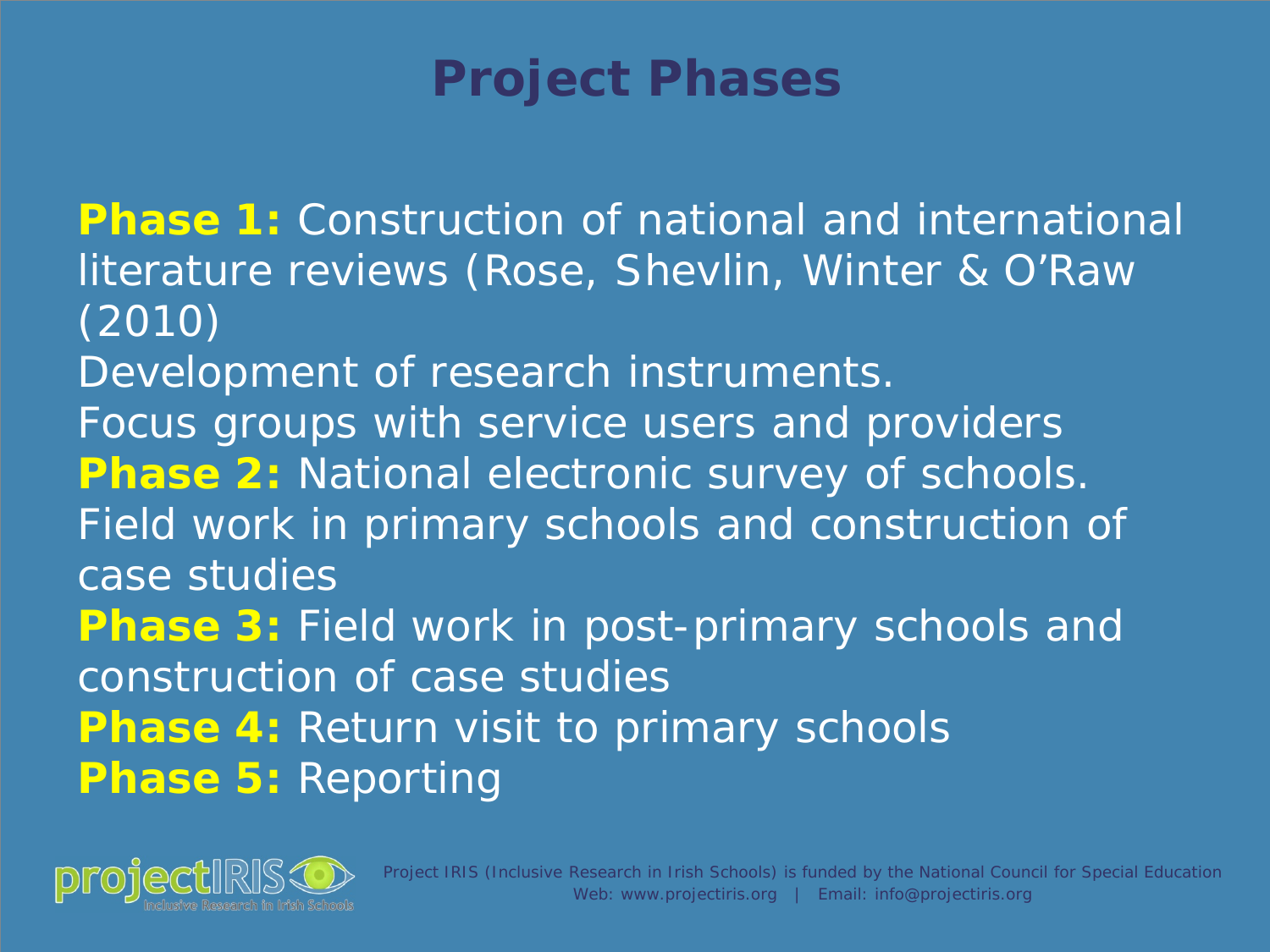# Project Phases

**Phase 1:** Construction of national and international literature reviews (Rose, Shevlin, Winter & O'Raw (2010)

Development of research instruments.

Focus groups with service users and providers

**Phase 2:** National electronic survey of schools.

Field work in primary schools and construction of case studies

**Phase 3:** Field work in post-primary schools and construction of case studies

**Phase 4:** Return visit to primary schools

**Phase 5:** Reporting

projectIRIS Inclusive Research in Irish Schools

Project IRIS (Inclusive Research in Irish Schools) is funded by the National Council for Special Education
Web: www.projectiris.org | Email: info@projectiris.org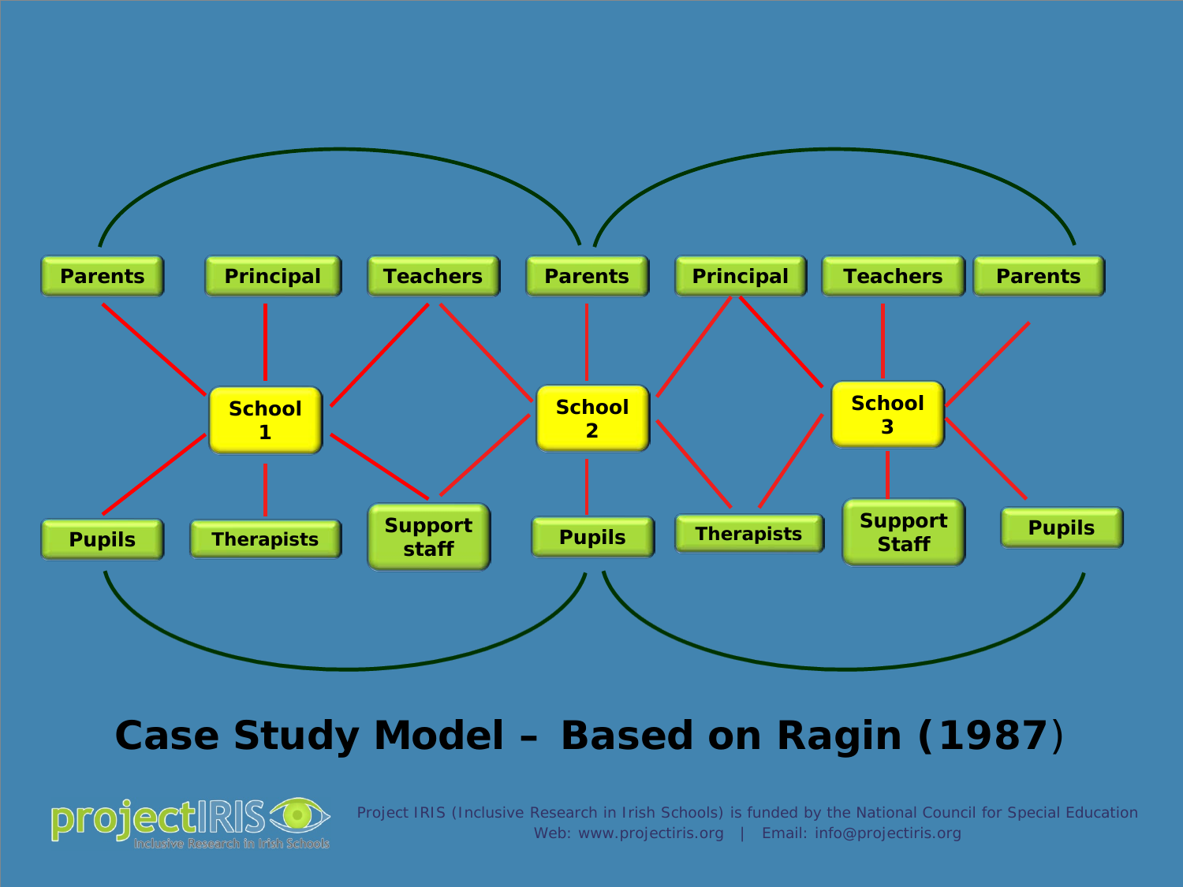Parents | Principal | Teachers | Parents | Principal | Teachers | Parents

School 1 | School 2 | School 3

Pupils | Therapists | Support staff | Pupils | Therapists | Support Staff | Pupils

# Case Study Model – Based on Ragin (1987)

Project IRIS (Inclusive Research in Irish Schools) is funded by the National Council for Special Education
Web: www.projectiris.org | Email: info@projectiris.org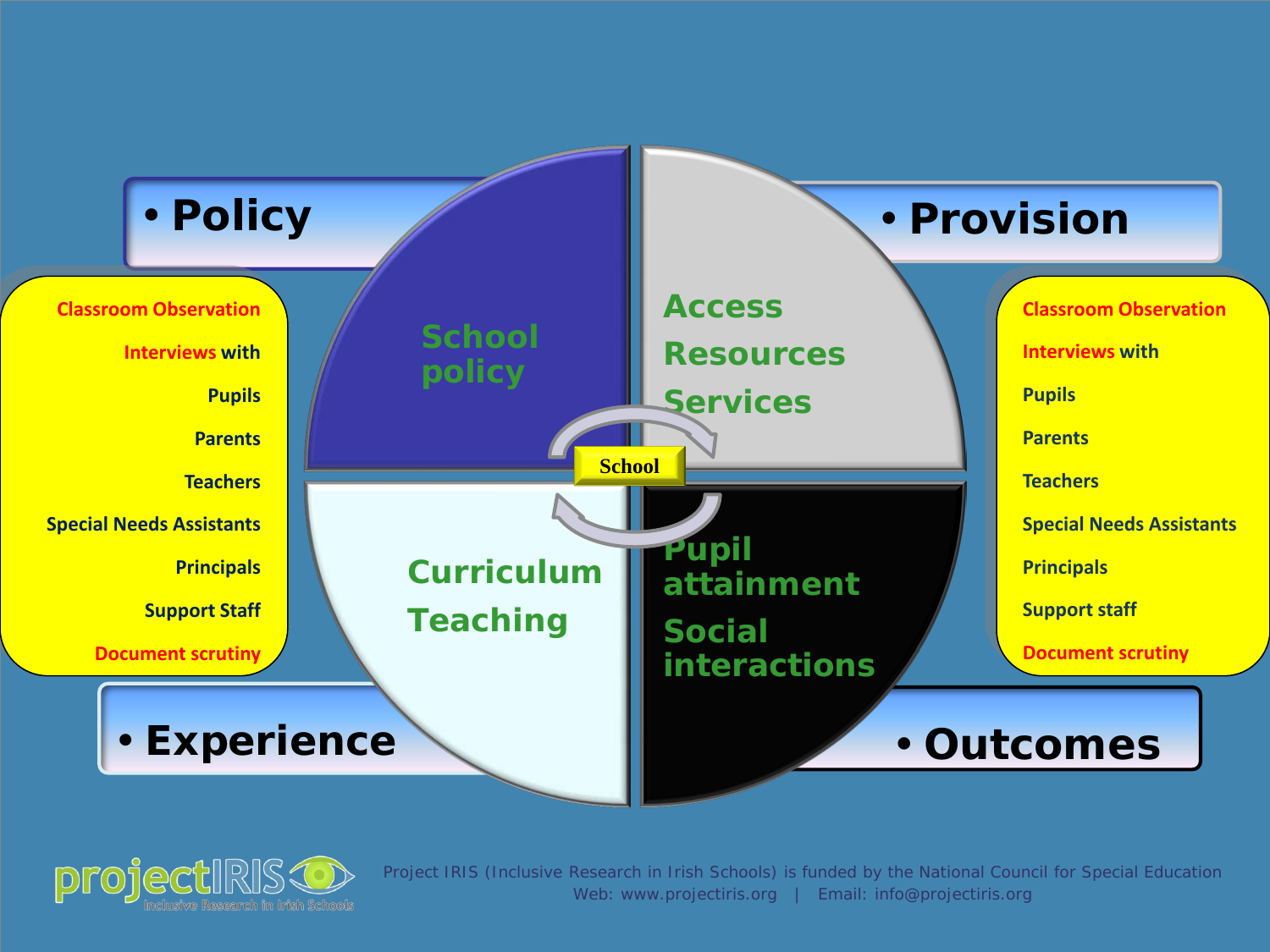- Policy
- Provision
- Experience
- Outcomes

Classroom Observation

Interviews with

Pupils

Parents

Teachers

Special Needs Assistants

Principals

Support Staff

Document scrutiny

School policy

Access

Resources

Services

School

Curriculum

Teaching

Pupil attainment

Social interactions

Classroom Observation

Interviews with

Pupils

Parents

Teachers

Special Needs Assistants

Principals

Support staff

Document scrutiny

projectIRIS Inclusive Research in Irish Schools

Project IRIS (Inclusive Research in Irish Schools) is funded by the National Council for Special Education
Web: www.projectiris.org | Email: info@projectiris.org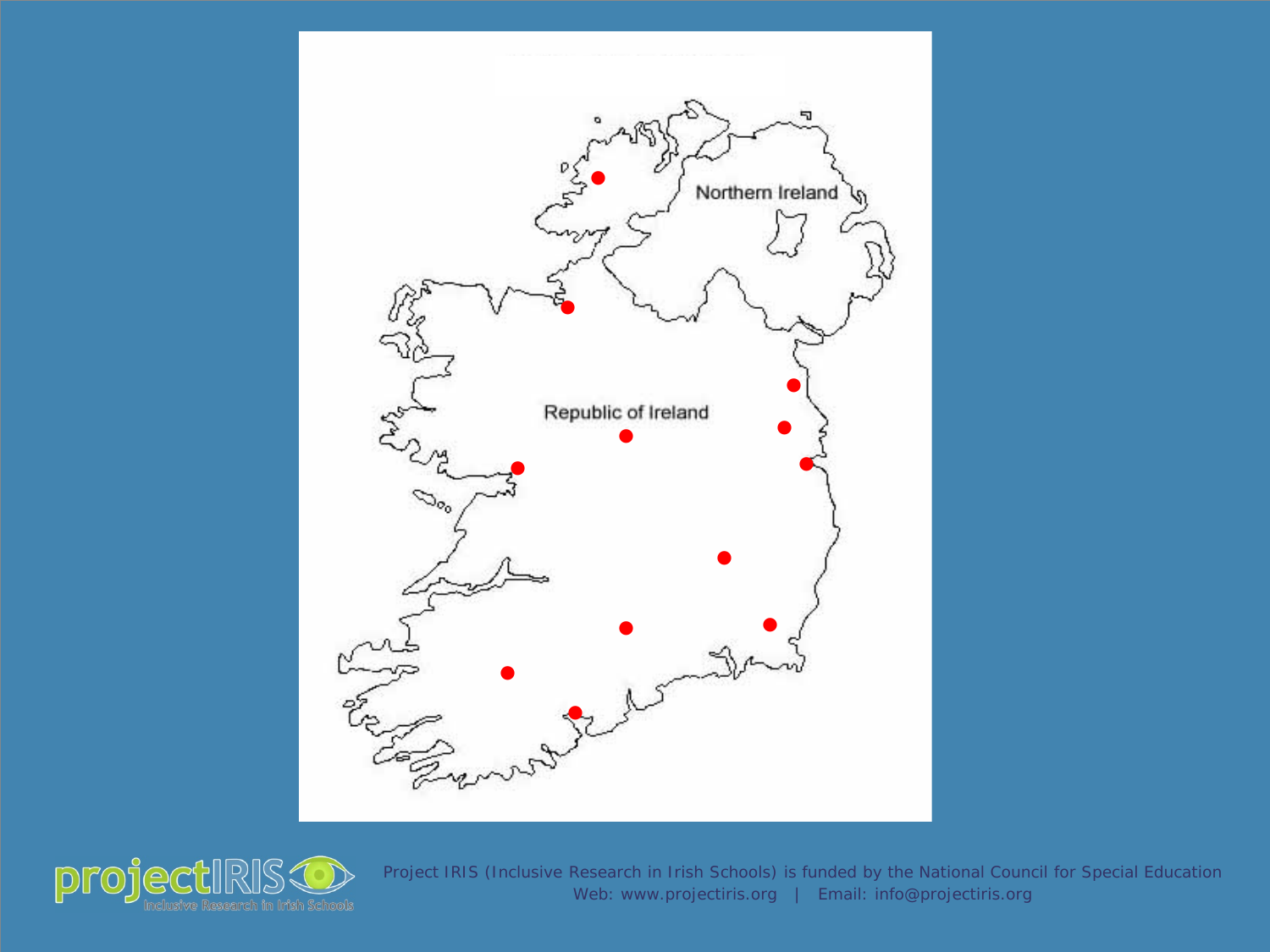Northern Ireland

Republic of Ireland

Project IRIS (Inclusive Research in Irish Schools) is funded by the National Council for Special Education
Web: www.projectiris.org | Email: info@projectiris.org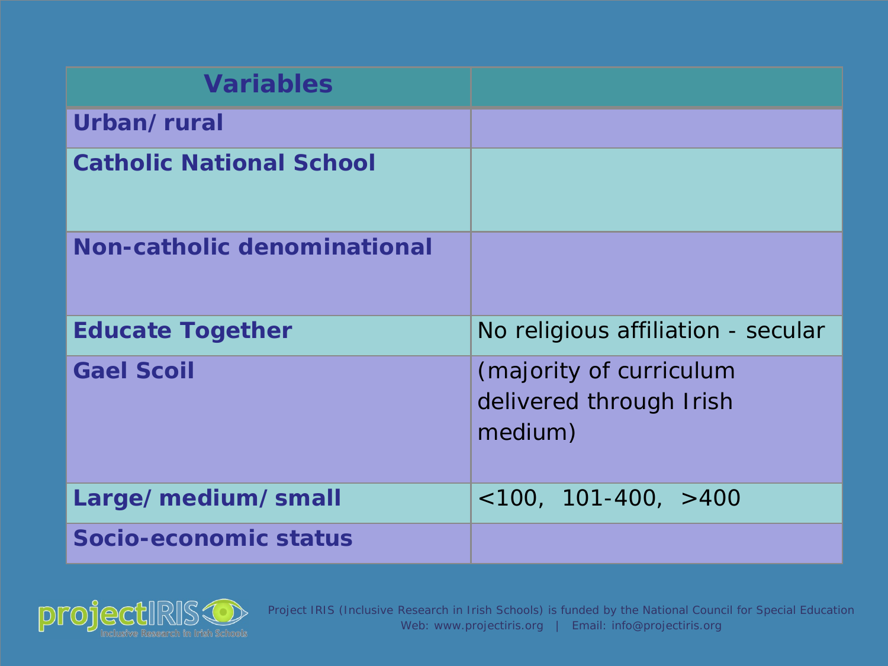| Variables | |
|---|---|
| **Urban/ rural** | |
| **Catholic National School** | |
| **Non-catholic denominational** | |
| **Educate Together** | No religious affiliation - secular |
| **Gael Scoil** | (majority of curriculum delivered through Irish medium) |
| **Large/ medium/ small** | <100, 101-400, >400 |
| **Socio-economic status** | |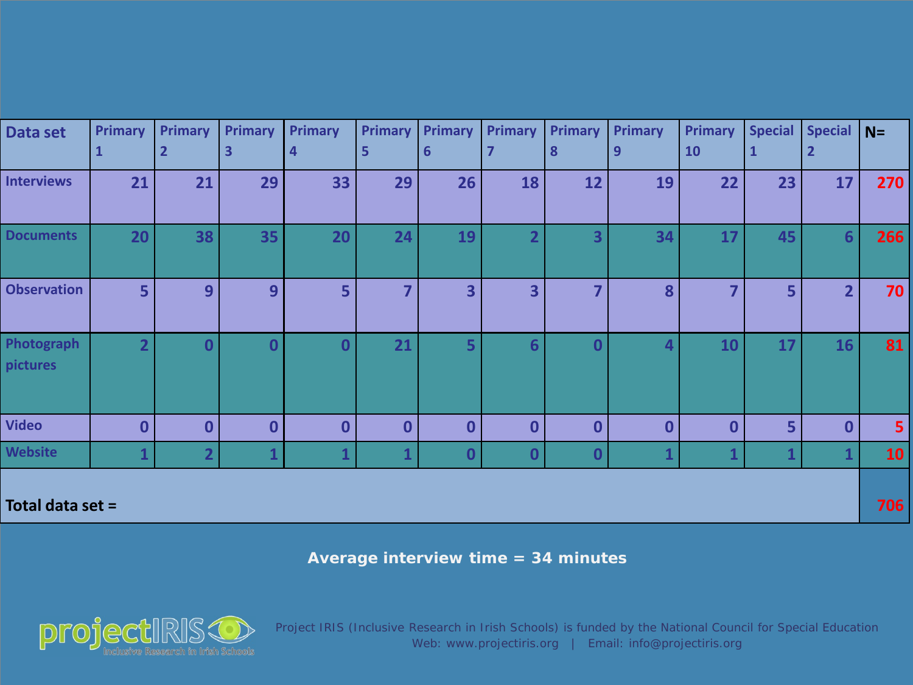| Data set | Primary 1 | Primary 2 | Primary 3 | Primary 4 | Primary 5 | Primary 6 | Primary 7 | Primary 8 | Primary 9 | Primary 10 | Special 1 | Special 2 | N= |
|---|---|---|---|---|---|---|---|---|---|---|---|---|---|
| Interviews | 21 | 21 | 29 | 33 | 29 | 26 | 18 | 12 | 19 | 22 | 23 | 17 | 270 |
| Documents | 20 | 38 | 35 | 20 | 24 | 19 | 2 | 3 | 34 | 17 | 45 | 6 | 266 |
| Observation | 5 | 9 | 9 | 5 | 7 | 3 | 3 | 7 | 8 | 7 | 5 | 2 | 70 |
| Photograph pictures | 2 | 0 | 0 | 0 | 21 | 5 | 6 | 0 | 4 | 10 | 17 | 16 | 81 |
| Video | 0 | 0 | 0 | 0 | 0 | 0 | 0 | 0 | 0 | 0 | 5 | 0 | 5 |
| Website | 1 | 2 | 1 | 1 | 1 | 0 | 0 | 0 | 1 | 1 | 1 | 1 | 10 |
| **Total data set =** | | | | | | | | | | | | | 706 |

**Average interview time = 34 minutes**

projectIRIS Inclusive Research in Irish Schools

Project IRIS (Inclusive Research in Irish Schools) is funded by the National Council for Special Education
Web: www.projectiris.org | Email: info@projectiris.org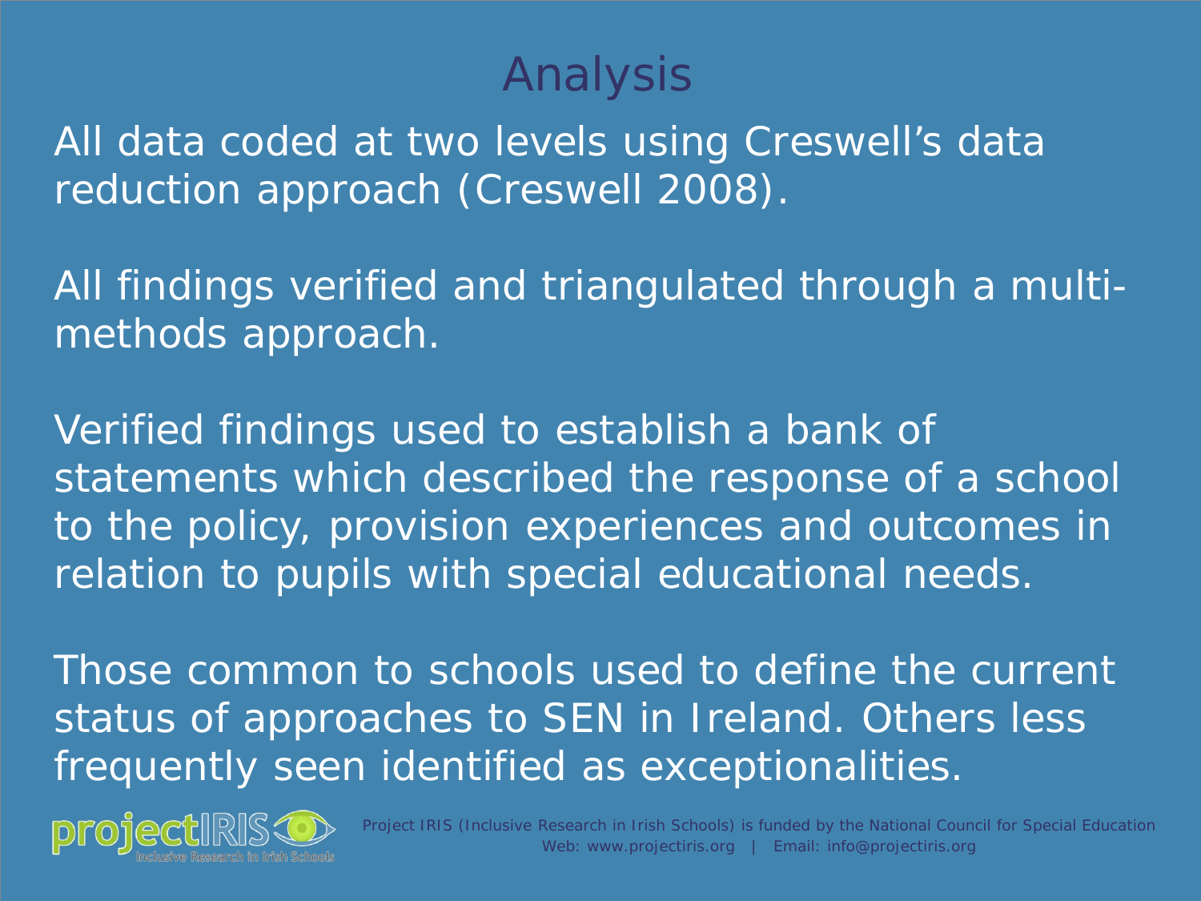# Analysis

All data coded at two levels using Creswell's data reduction approach (Creswell 2008).

All findings verified and triangulated through a multi-methods approach.

Verified findings used to establish a bank of statements which described the response of a school to the policy, provision experiences and outcomes in relation to pupils with special educational needs.

Those common to schools used to define the current status of approaches to SEN in Ireland. Others less frequently seen identified as exceptionalities.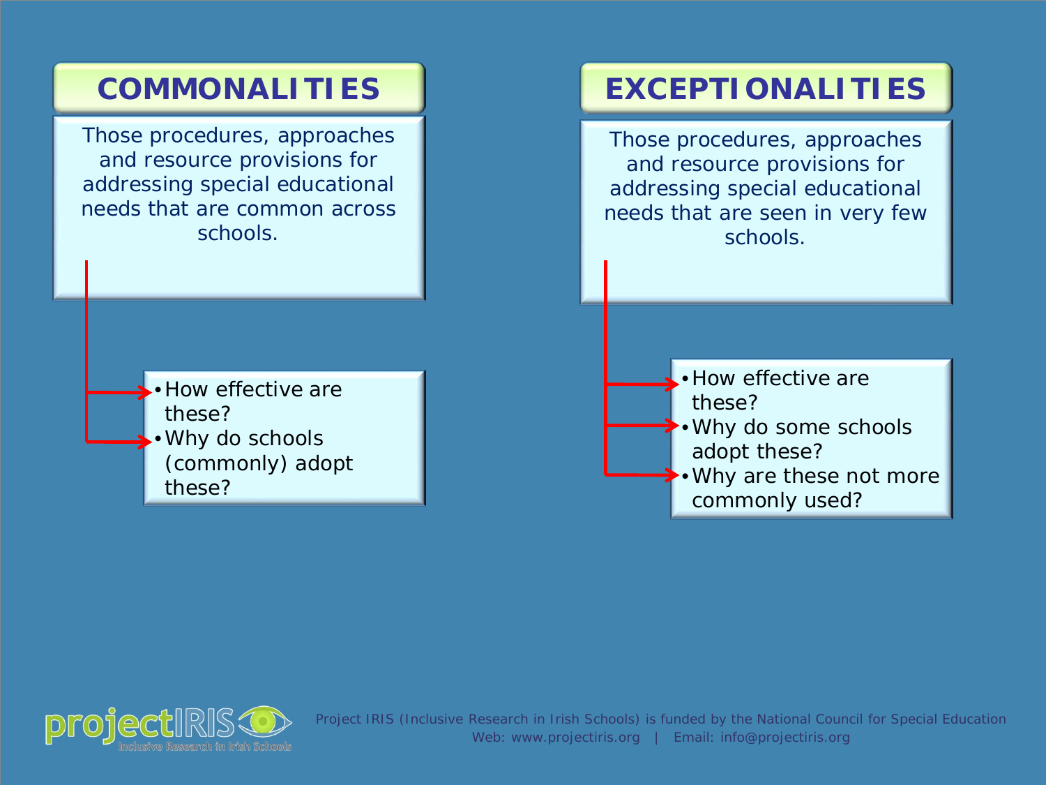## COMMONALITIES

Those procedures, approaches and resource provisions for addressing special educational needs that are common across schools.

- How effective are these?
- Why do schools (commonly) adopt these?

## EXCEPTIONALITIES

Those procedures, approaches and resource provisions for addressing special educational needs that are seen in very few schools.

- How effective are these?
- Why do some schools adopt these?
- Why are these not more commonly used?

Project IRIS (Inclusive Research in Irish Schools) is funded by the National Council for Special Education
Web: www.projectiris.org | Email: info@projectiris.org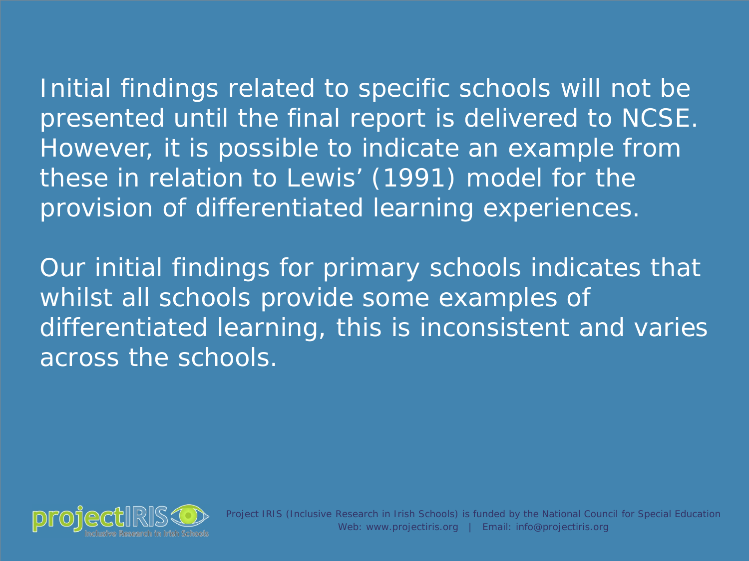Initial findings related to specific schools will not be presented until the final report is delivered to NCSE. However, it is possible to indicate an example from these in relation to Lewis' (1991) model for the provision of differentiated learning experiences.

Our initial findings for primary schools indicates that whilst all schools provide some examples of differentiated learning, this is inconsistent and varies across the schools.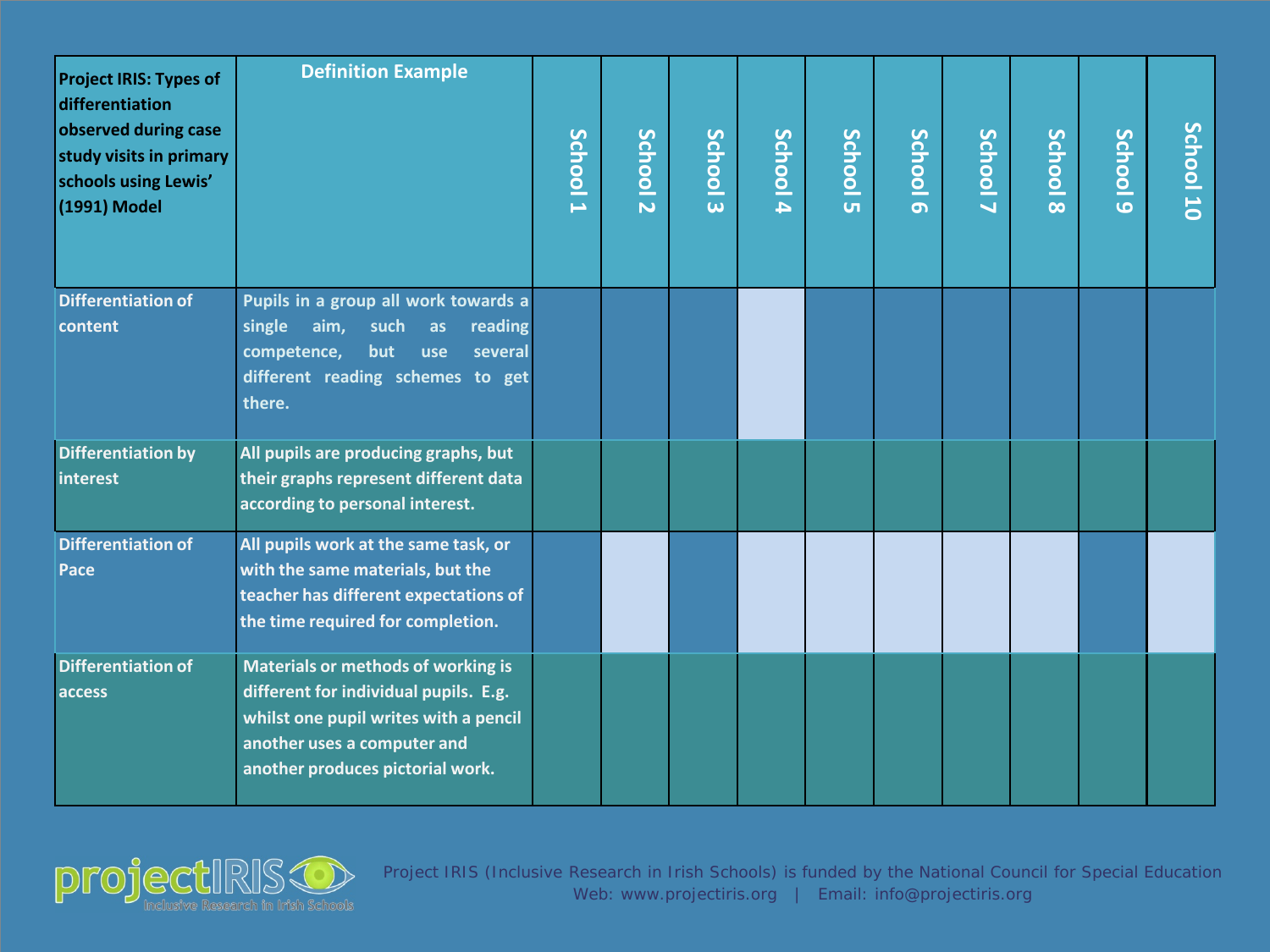| Project IRIS: Types of differentiation observed during case study visits in primary schools using Lewis' (1991) Model | Definition Example | School 1 | School 2 | School 3 | School 4 | School 5 | School 6 | School 7 | School 8 | School 9 | School 10 |
|---|---|---|---|---|---|---|---|---|---|---|---|
| Differentiation of content | Pupils in a group all work towards a single aim, such as reading competence, but use several different reading schemes to get there. | | | | | | | | | | |
| Differentiation by interest | All pupils are producing graphs, but their graphs represent different data according to personal interest. | | | | | | | | | | |
| Differentiation of Pace | All pupils work at the same task, or with the same materials, but the teacher has different expectations of the time required for completion. | | | | | | | | | | |
| Differentiation of access | Materials or methods of working is different for individual pupils. E.g. whilst one pupil writes with a pencil another uses a computer and another produces pictorial work. | | | | | | | | | | |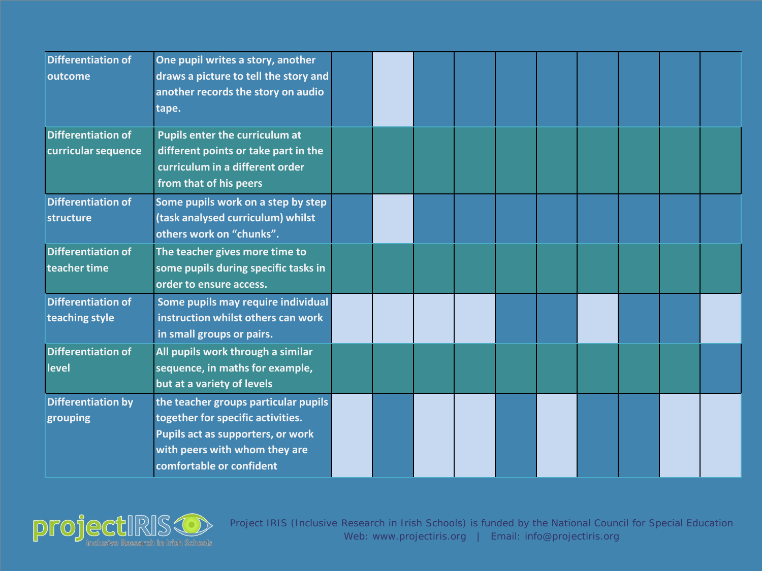| | | | | | | | | | | | |
|---|---|---|---|---|---|---|---|---|---|---|---|
| Differentiation of outcome | One pupil writes a story, another draws a picture to tell the story and another records the story on audio tape. | | | | | | | | | | |
| Differentiation of curricular sequence | Pupils enter the curriculum at different points or take part in the curriculum in a different order from that of his peers | | | | | | | | | | |
| Differentiation of structure | Some pupils work on a step by step (task analysed curriculum) whilst others work on "chunks". | | | | | | | | | | |
| Differentiation of teacher time | The teacher gives more time to some pupils during specific tasks in order to ensure access. | | | | | | | | | | |
| Differentiation of teaching style | Some pupils may require individual instruction whilst others can work in small groups or pairs. | | | | | | | | | | |
| Differentiation of level | All pupils work through a similar sequence, in maths for example, but at a variety of levels | | | | | | | | | | |
| Differentiation by grouping | the teacher groups particular pupils together for specific activities. Pupils act as supporters, or work with peers with whom they are comfortable or confident | | | | | | | | | | |

Project IRIS (Inclusive Research in Irish Schools) is funded by the National Council for Special Education
Web: www.projectiris.org | Email: info@projectiris.org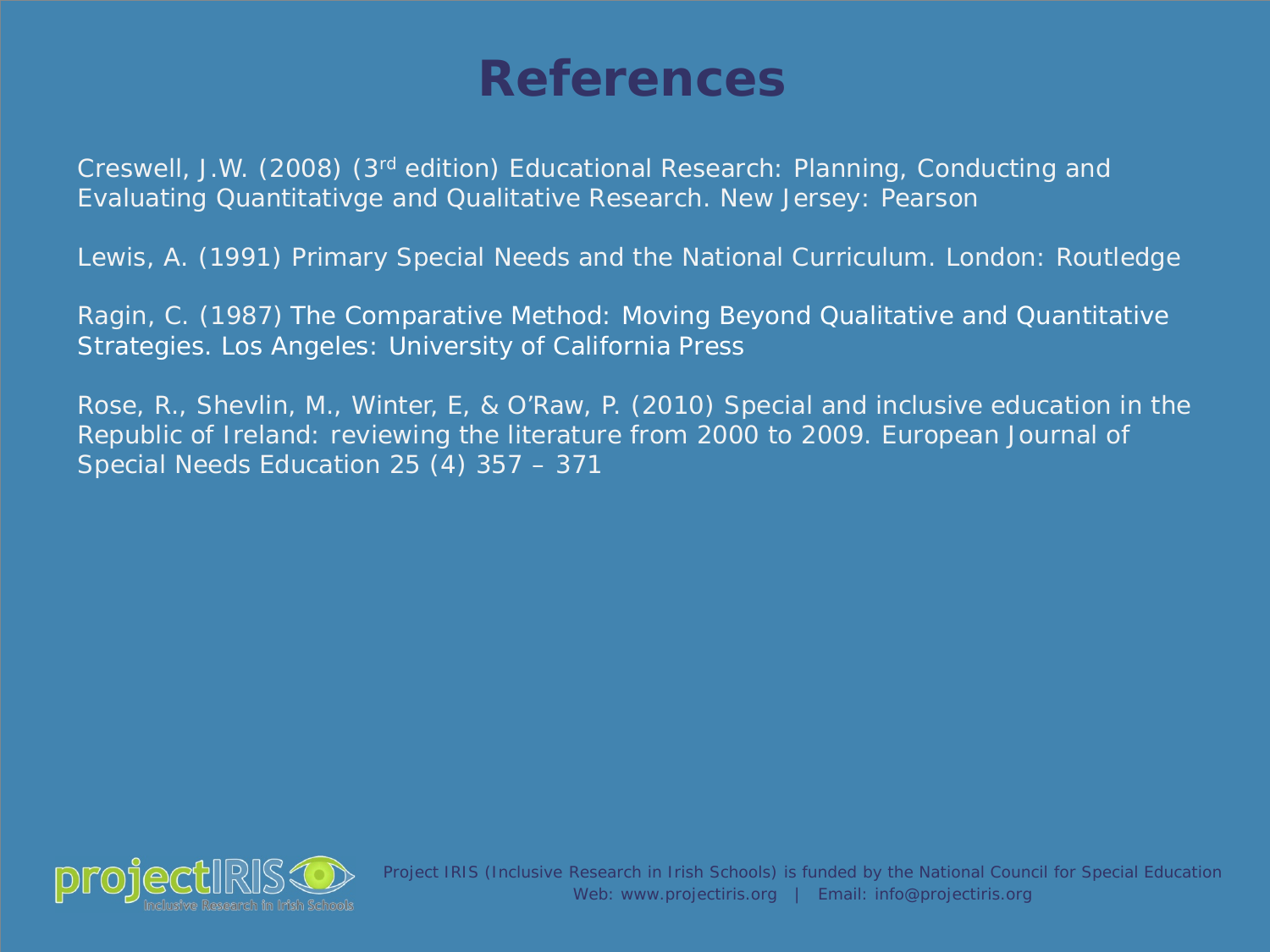# References

Creswell, J.W. (2008) (3rd edition) Educational Research: Planning, Conducting and Evaluating Quantitativge and Qualitative Research. New Jersey: Pearson

Lewis, A. (1991) Primary Special Needs and the National Curriculum. London: Routledge

Ragin, C. (1987) The Comparative Method: Moving Beyond Qualitative and Quantitative Strategies. Los Angeles: University of California Press

Rose, R., Shevlin, M., Winter, E, & O'Raw, P. (2010) Special and inclusive education in the Republic of Ireland: reviewing the literature from 2000 to 2009. European Journal of Special Needs Education 25 (4) 357 – 371